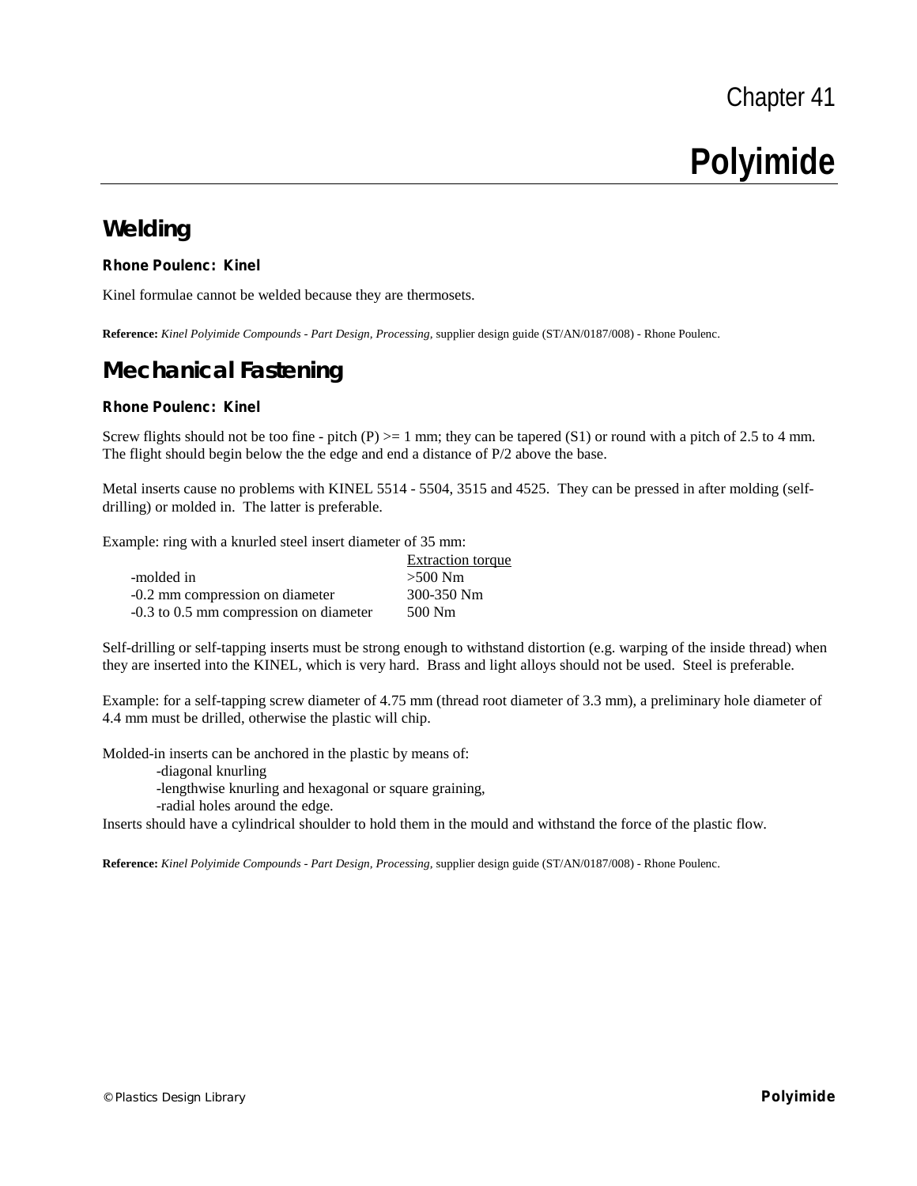Chapter 41

# Polyimide

## Welding

### Rhone Poulenc: Kinel

Kinel formulae cannot be welded because they are thermosets.

**Reference:** *Kinel Polyimide Compounds - Part Design, Processing,* supplier design guide (ST/AN/0187/008) - Rhone Poulenc.

## Mechanical Fastening

### Rhone Poulenc: Kinel

Screw flights should not be too fine - pitch (P) >= 1 mm; they can be tapered (S1) or round with a pitch of 2.5 to 4 mm. The flight should begin below the the edge and end a distance of P/2 above the base.

Metal inserts cause no problems with KINEL 5514 - 5504, 3515 and 4525. They can be pressed in after molding (self-drilling) or molded in. The latter is preferable.

Example: ring with a knurled steel insert diameter of 35 mm:

| | Extraction torque |
|---|---|
| -molded in | >500 Nm |
| -0.2 mm compression on diameter | 300-350 Nm |
| -0.3 to 0.5 mm compression on diameter | 500 Nm |

Self-drilling or self-tapping inserts must be strong enough to withstand distortion (e.g. warping of the inside thread) when they are inserted into the KINEL, which is very hard. Brass and light alloys should not be used. Steel is preferable.

Example: for a self-tapping screw diameter of 4.75 mm (thread root diameter of 3.3 mm), a preliminary hole diameter of 4.4 mm must be drilled, otherwise the plastic will chip.

Molded-in inserts can be anchored in the plastic by means of:

- -diagonal knurling
- -lengthwise knurling and hexagonal or square graining,
- -radial holes around the edge.

Inserts should have a cylindrical shoulder to hold them in the mould and withstand the force of the plastic flow.

**Reference:** *Kinel Polyimide Compounds - Part Design, Processing,* supplier design guide (ST/AN/0187/008) - Rhone Poulenc.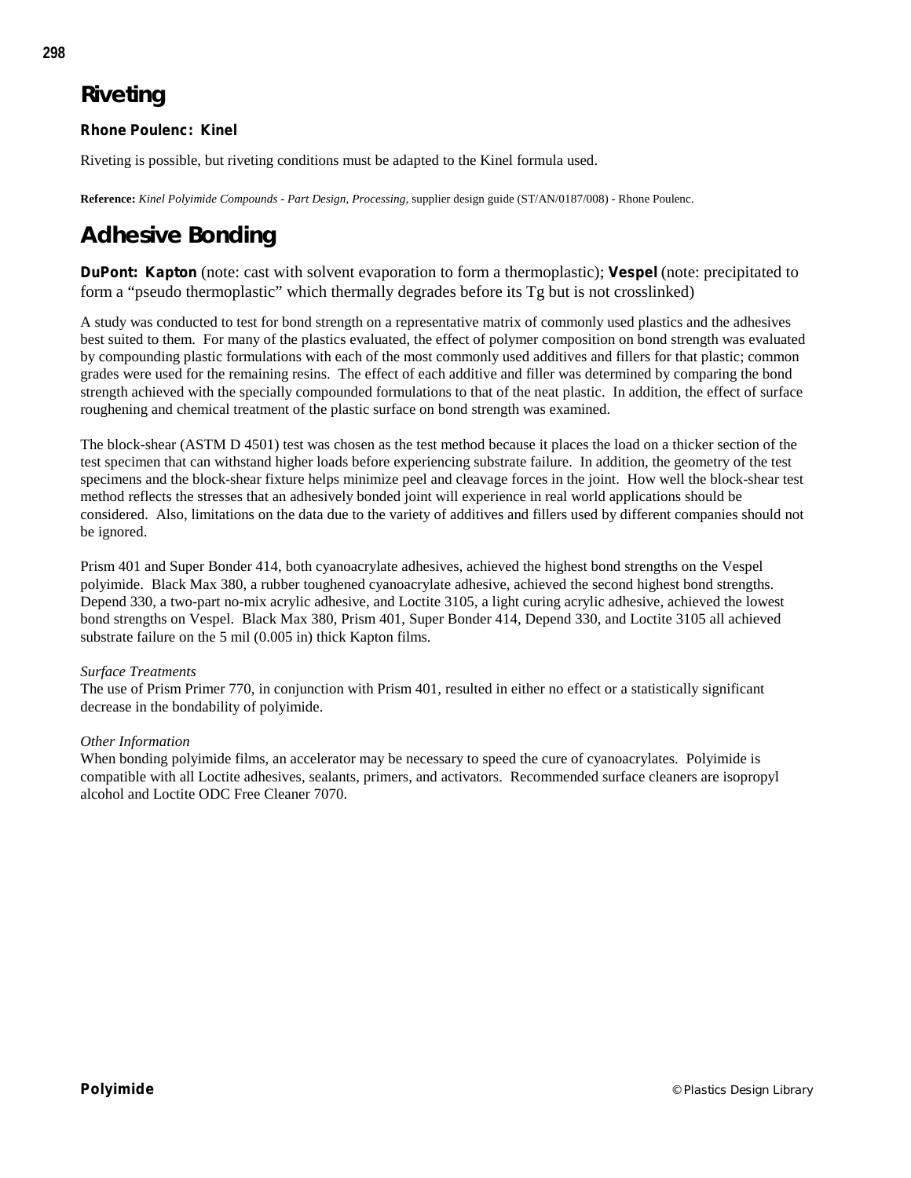## Riveting

**Rhone Poulenc: Kinel**

Riveting is possible, but riveting conditions must be adapted to the Kinel formula used.

**Reference:** *Kinel Polyimide Compounds - Part Design, Processing,* supplier design guide (ST/AN/0187/008) - Rhone Poulenc.

## Adhesive Bonding

**DuPont: Kapton** (note: cast with solvent evaporation to form a thermoplastic); **Vespel** (note: precipitated to form a "pseudo thermoplastic" which thermally degrades before its Tg but is not crosslinked)

A study was conducted to test for bond strength on a representative matrix of commonly used plastics and the adhesives best suited to them. For many of the plastics evaluated, the effect of polymer composition on bond strength was evaluated by compounding plastic formulations with each of the most commonly used additives and fillers for that plastic; common grades were used for the remaining resins. The effect of each additive and filler was determined by comparing the bond strength achieved with the specially compounded formulations to that of the neat plastic. In addition, the effect of surface roughening and chemical treatment of the plastic surface on bond strength was examined.

The block-shear (ASTM D 4501) test was chosen as the test method because it places the load on a thicker section of the test specimen that can withstand higher loads before experiencing substrate failure. In addition, the geometry of the test specimens and the block-shear fixture helps minimize peel and cleavage forces in the joint. How well the block-shear test method reflects the stresses that an adhesively bonded joint will experience in real world applications should be considered. Also, limitations on the data due to the variety of additives and fillers used by different companies should not be ignored.

Prism 401 and Super Bonder 414, both cyanoacrylate adhesives, achieved the highest bond strengths on the Vespel polyimide. Black Max 380, a rubber toughened cyanoacrylate adhesive, achieved the second highest bond strengths. Depend 330, a two-part no-mix acrylic adhesive, and Loctite 3105, a light curing acrylic adhesive, achieved the lowest bond strengths on Vespel. Black Max 380, Prism 401, Super Bonder 414, Depend 330, and Loctite 3105 all achieved substrate failure on the 5 mil (0.005 in) thick Kapton films.

*Surface Treatments*

The use of Prism Primer 770, in conjunction with Prism 401, resulted in either no effect or a statistically significant decrease in the bondability of polyimide.

*Other Information*

When bonding polyimide films, an accelerator may be necessary to speed the cure of cyanoacrylates. Polyimide is compatible with all Loctite adhesives, sealants, primers, and activators. Recommended surface cleaners are isopropyl alcohol and Loctite ODC Free Cleaner 7070.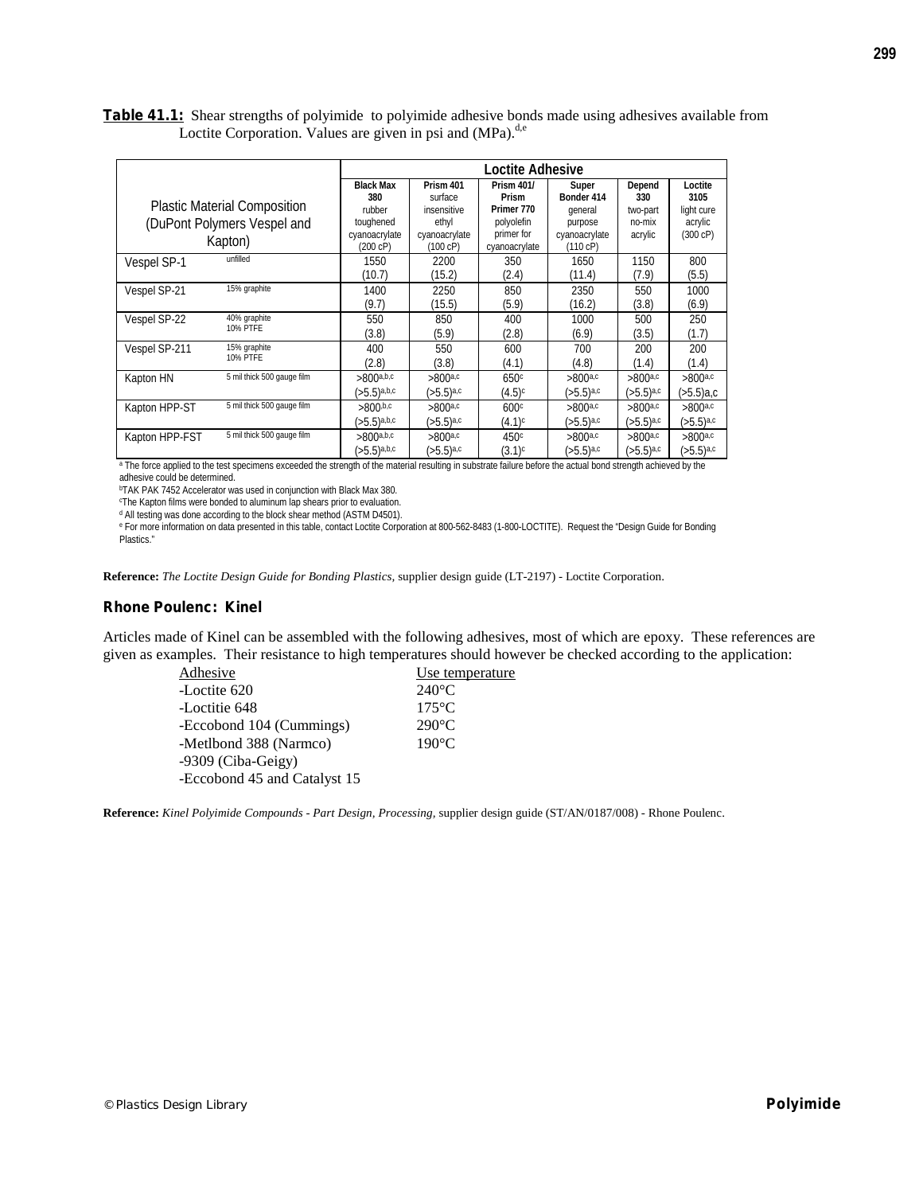**Table 41.1:** Shear strengths of polyimide to polyimide adhesive bonds made using adhesives available from Loctite Corporation. Values are given in psi and (MPa).[d,e]

| Plastic Material Composition (DuPont Polymers Vespel and Kapton) | | Loctite Adhesive | | | | | |
|---|---|---|---|---|---|---|---|
| | | **Black Max 380** rubber toughened cyanoacrylate (200 cP) | **Prism 401** surface insensitive ethyl cyanoacrylate (100 cP) | **Prism 401/ Prism Primer 770** polyolefin primer for cyanoacrylate | **Super Bonder 414** general purpose cyanoacrylate (110 cP) | **Depend 330** two-part no-mix acrylic | **Loctite 3105** light cure acrylic (300 cP) |
| Vespel SP-1 | unfilled | 1550 (10.7) | 2200 (15.2) | 350 (2.4) | 1650 (11.4) | 1150 (7.9) | 800 (5.5) |
| Vespel SP-21 | 15% graphite | 1400 (9.7) | 2250 (15.5) | 850 (5.9) | 2350 (16.2) | 550 (3.8) | 1000 (6.9) |
| Vespel SP-22 | 40% graphite 10% PTFE | 550 (3.8) | 850 (5.9) | 400 (2.8) | 1000 (6.9) | 500 (3.5) | 250 (1.7) |
| Vespel SP-211 | 15% graphite 10% PTFE | 400 (2.8) | 550 (3.8) | 600 (4.1) | 700 (4.8) | 200 (1.4) | 200 (1.4) |
| Kapton HN | 5 mil thick 500 gauge film | >800[a,b,c] (>5.5)[a,b,c] | >800[a,c] (>5.5)[a,c] | 650[c] (4.5)[c] | >800[a,c] (>5.5)[a,c] | >800[a,c] (>5.5)[a,c] | >800[a,c] (>5.5)a,c |
| Kapton HPP-ST | 5 mil thick 500 gauge film | >800[,b,c] (>5.5)[a,b,c] | >800[a,c] (>5.5)[a,c] | 600[c] (4.1)[c] | >800[a,c] (>5.5)[a,c] | >800[a,c] (>5.5)[a,c] | >800[a,c] (>5.5)[a,c] |
| Kapton HPP-FST | 5 mil thick 500 gauge film | >800[a,b,c] (>5.5)[a,b,c] | >800[a,c] (>5.5)[a,c] | 450[c] (3.1)[c] | >800[a,c] (>5.5)[a,c] | >800[a,c] (>5.5)[a,c] | >800[a,c] (>5.5)[a,c] |

[a] The force applied to the test specimens exceeded the strength of the material resulting in substrate failure before the actual bond strength achieved by the adhesive could be determined.
[b]TAK PAK 7452 Accelerator was used in conjunction with Black Max 380.
[c]The Kapton films were bonded to aluminum lap shears prior to evaluation.
[d] All testing was done according to the block shear method (ASTM D4501).
[e] For more information on data presented in this table, contact Loctite Corporation at 800-562-8483 (1-800-LOCTITE). Request the "Design Guide for Bonding Plastics."

**Reference:** *The Loctite Design Guide for Bonding Plastics,* supplier design guide (LT-2197) - Loctite Corporation.

## Rhone Poulenc: Kinel

Articles made of Kinel can be assembled with the following adhesives, most of which are epoxy. These references are given as examples. Their resistance to high temperatures should however be checked according to the application:

| Adhesive | Use temperature |
|---|---|
| -Loctite 620 | 240°C |
| -Loctitie 648 | 175°C |
| -Eccobond 104 (Cummings) | 290°C |
| -Metlbond 388 (Narmco) | 190°C |
| -9309 (Ciba-Geigy) | |
| -Eccobond 45 and Catalyst 15 | |

**Reference:** *Kinel Polyimide Compounds - Part Design, Processing,* supplier design guide (ST/AN/0187/008) - Rhone Poulenc.